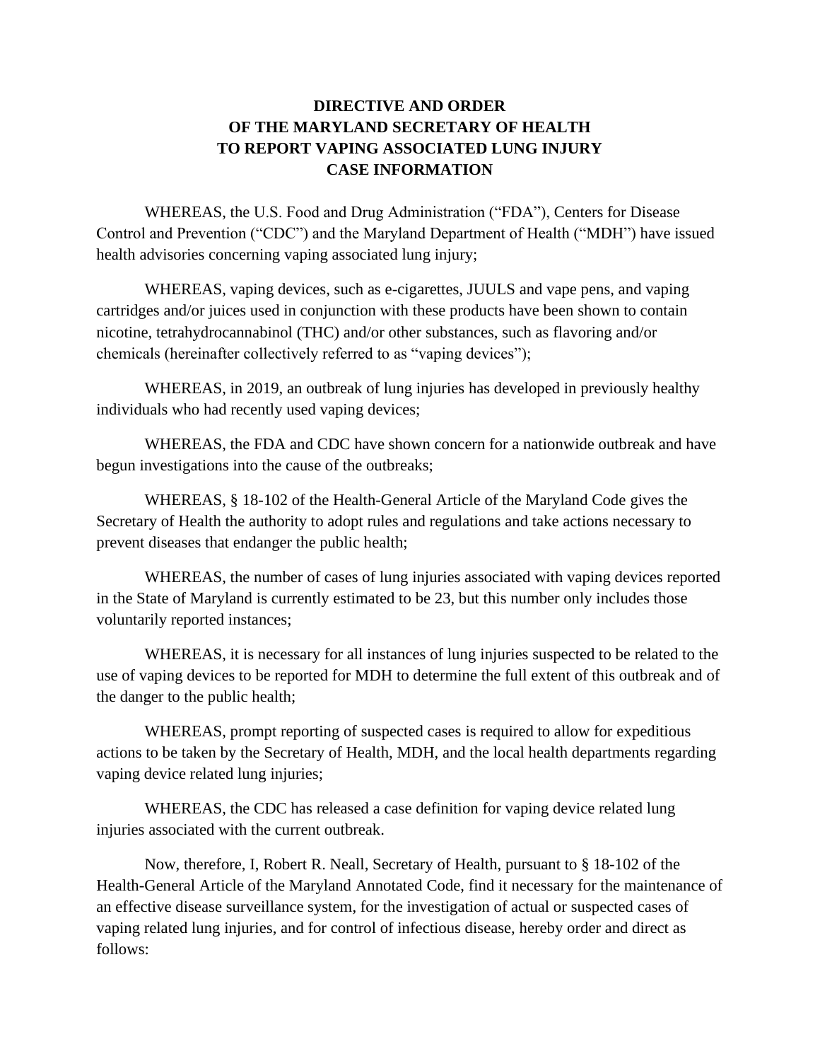# DIRECTIVE AND ORDER OF THE MARYLAND SECRETARY OF HEALTH TO REPORT VAPING ASSOCIATED LUNG INJURY CASE INFORMATION

WHEREAS, the U.S. Food and Drug Administration ("FDA"), Centers for Disease Control and Prevention ("CDC") and the Maryland Department of Health ("MDH") have issued health advisories concerning vaping associated lung injury;

WHEREAS, vaping devices, such as e-cigarettes, JUULS and vape pens, and vaping cartridges and/or juices used in conjunction with these products have been shown to contain nicotine, tetrahydrocannabinol (THC) and/or other substances, such as flavoring and/or chemicals (hereinafter collectively referred to as "vaping devices");

WHEREAS, in 2019, an outbreak of lung injuries has developed in previously healthy individuals who had recently used vaping devices;

WHEREAS, the FDA and CDC have shown concern for a nationwide outbreak and have begun investigations into the cause of the outbreaks;

WHEREAS, § 18-102 of the Health-General Article of the Maryland Code gives the Secretary of Health the authority to adopt rules and regulations and take actions necessary to prevent diseases that endanger the public health;

WHEREAS, the number of cases of lung injuries associated with vaping devices reported in the State of Maryland is currently estimated to be 23, but this number only includes those voluntarily reported instances;

WHEREAS, it is necessary for all instances of lung injuries suspected to be related to the use of vaping devices to be reported for MDH to determine the full extent of this outbreak and of the danger to the public health;

WHEREAS, prompt reporting of suspected cases is required to allow for expeditious actions to be taken by the Secretary of Health, MDH, and the local health departments regarding vaping device related lung injuries;

WHEREAS, the CDC has released a case definition for vaping device related lung injuries associated with the current outbreak.

Now, therefore, I, Robert R. Neall, Secretary of Health, pursuant to § 18-102 of the Health-General Article of the Maryland Annotated Code, find it necessary for the maintenance of an effective disease surveillance system, for the investigation of actual or suspected cases of vaping related lung injuries, and for control of infectious disease, hereby order and direct as follows: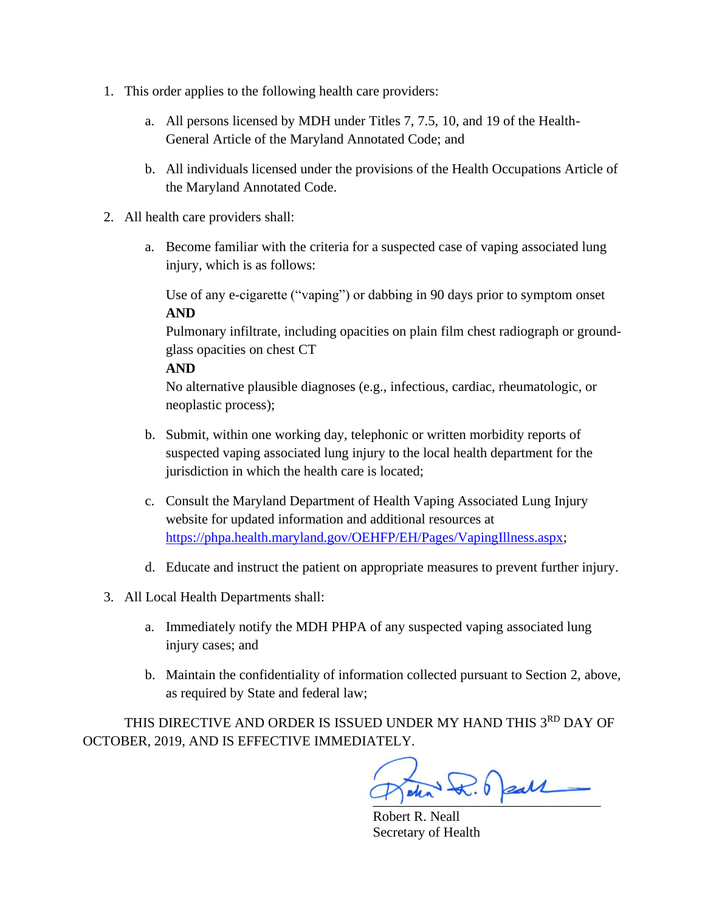1. This order applies to the following health care providers:

    a. All persons licensed by MDH under Titles 7, 7.5, 10, and 19 of the Health-General Article of the Maryland Annotated Code; and

    b. All individuals licensed under the provisions of the Health Occupations Article of the Maryland Annotated Code.

2. All health care providers shall:

    a. Become familiar with the criteria for a suspected case of vaping associated lung injury, which is as follows:

        Use of any e-cigarette ("vaping") or dabbing in 90 days prior to symptom onset
        **AND**
        Pulmonary infiltrate, including opacities on plain film chest radiograph or ground-glass opacities on chest CT
        **AND**
        No alternative plausible diagnoses (e.g., infectious, cardiac, rheumatologic, or neoplastic process);

    b. Submit, within one working day, telephonic or written morbidity reports of suspected vaping associated lung injury to the local health department for the jurisdiction in which the health care is located;

    c. Consult the Maryland Department of Health Vaping Associated Lung Injury website for updated information and additional resources at [https://phpa.health.maryland.gov/OEHFP/EH/Pages/VapingIllness.aspx](https://phpa.health.maryland.gov/OEHFP/EH/Pages/VapingIllness.aspx);

    d. Educate and instruct the patient on appropriate measures to prevent further injury.

3. All Local Health Departments shall:

    a. Immediately notify the MDH PHPA of any suspected vaping associated lung injury cases; and

    b. Maintain the confidentiality of information collected pursuant to Section 2, above, as required by State and federal law;

THIS DIRECTIVE AND ORDER IS ISSUED UNDER MY HAND THIS 3RD DAY OF OCTOBER, 2019, AND IS EFFECTIVE IMMEDIATELY.

Robert R. Neall
Secretary of Health